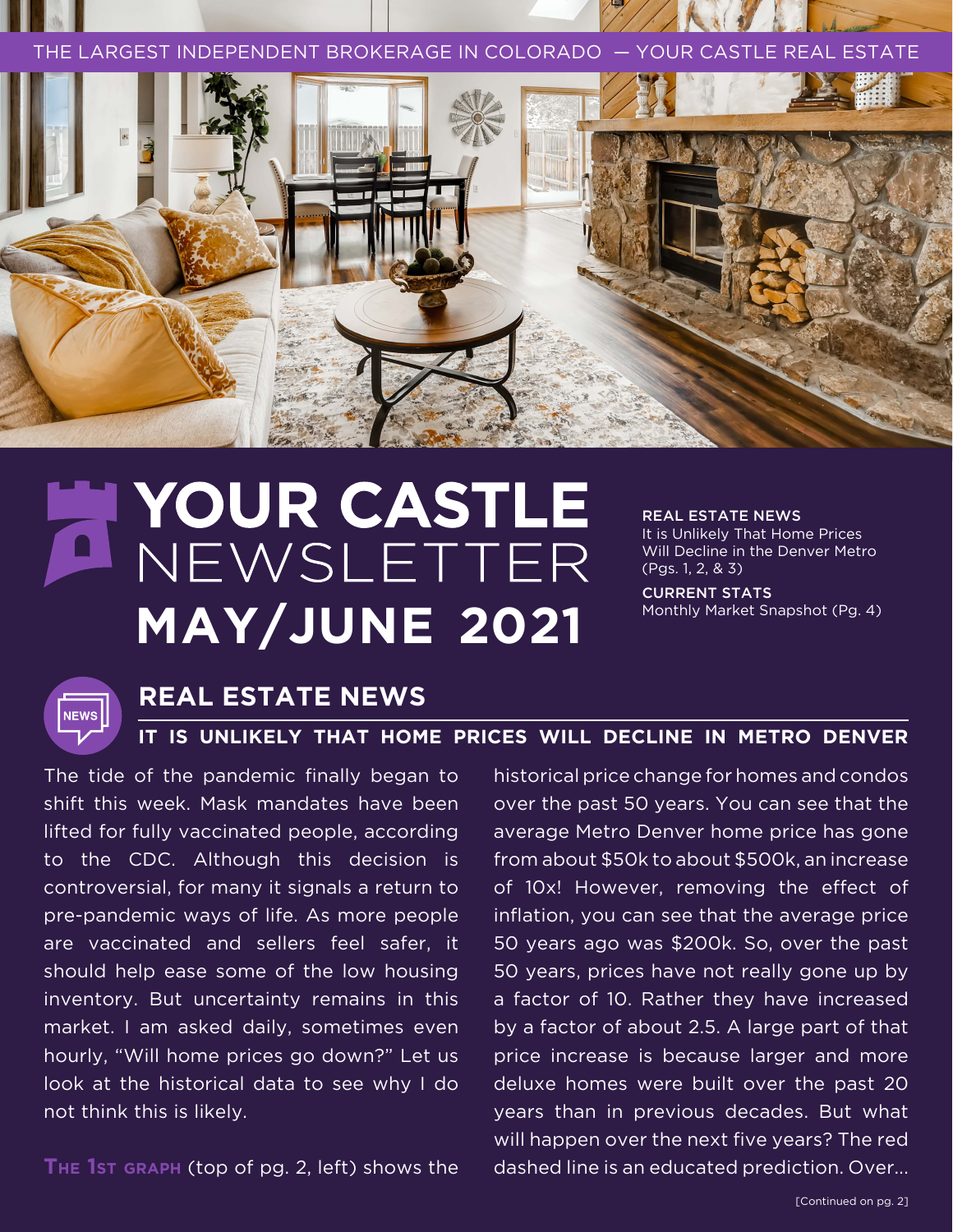THE LARGEST INDEPENDENT BROKERAGE IN COLORADO — YOUR CASTLE REAL ESTATE

# YOUR CASTLE NEWSLETTER MAY/JUNE 2021

**REAL ESTATE NEWS**
It is Unlikely That Home Prices Will Decline in the Denver Metro (Pgs. 1, 2, & 3)

**CURRENT STATS**
Monthly Market Snapshot (Pg. 4)

## REAL ESTATE NEWS

### IT IS UNLIKELY THAT HOME PRICES WILL DECLINE IN METRO DENVER

The tide of the pandemic finally began to shift this week. Mask mandates have been lifted for fully vaccinated people, according to the CDC. Although this decision is controversial, for many it signals a return to pre-pandemic ways of life. As more people are vaccinated and sellers feel safer, it should help ease some of the low housing inventory. But uncertainty remains in this market. I am asked daily, sometimes even hourly, "Will home prices go down?" Let us look at the historical data to see why I do not think this is likely.

**THE 1ST GRAPH** (top of pg. 2, left) shows the historical price change for homes and condos over the past 50 years. You can see that the average Metro Denver home price has gone from about $50k to about $500k, an increase of 10x! However, removing the effect of inflation, you can see that the average price 50 years ago was $200k. So, over the past 50 years, prices have not really gone up by a factor of 10. Rather they have increased by a factor of about 2.5. A large part of that price increase is because larger and more deluxe homes were built over the past 20 years than in previous decades. But what will happen over the next five years? The red dashed line is an educated prediction. Over...

[Continued on pg. 2]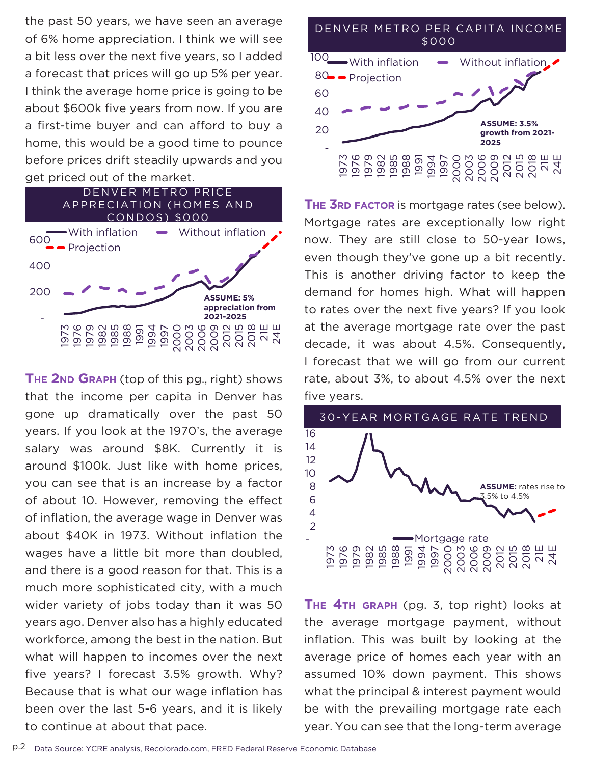the past 50 years, we have seen an average of 6% home appreciation. I think we will see a bit less over the next five years, so I added a forecast that prices will go up 5% per year. I think the average home price is going to be about $600k five years from now. If you are a first-time buyer and can afford to buy a home, this would be a good time to pounce before prices drift steadily upwards and you get priced out of the market.

**DENVER METRO PRICE APPRECIATION (HOMES AND CONDOS) $000**

With inflation — Without inflation — Projection

**ASSUME: 5% appreciation from 2021-2025**

**THE 2ND GRAPH** (top of this pg., right) shows that the income per capita in Denver has gone up dramatically over the past 50 years. If you look at the 1970's, the average salary was around $8K. Currently it is around $100k. Just like with home prices, you can see that is an increase by a factor of about 10. However, removing the effect of inflation, the average wage in Denver was about $40K in 1973. Without inflation the wages have a little bit more than doubled, and there is a good reason for that. This is a much more sophisticated city, with a much wider variety of jobs today than it was 50 years ago. Denver also has a highly educated workforce, among the best in the nation. But what will happen to incomes over the next five years? I forecast 3.5% growth. Why? Because that is what our wage inflation has been over the last 5-6 years, and it is likely to continue at about that pace.

**DENVER METRO PER CAPITA INCOME $000**

With inflation — Without inflation — Projection

**ASSUME: 3.5% growth from 2021-2025**

**THE 3RD FACTOR** is mortgage rates (see below). Mortgage rates are exceptionally low right now. They are still close to 50-year lows, even though they've gone up a bit recently. This is another driving factor to keep the demand for homes high. What will happen to rates over the next five years? If you look at the average mortgage rate over the past decade, it was about 4.5%. Consequently, I forecast that we will go from our current rate, about 3%, to about 4.5% over the next five years.

**30-YEAR MORTGAGE RATE TREND**

Mortgage rate

**ASSUME:** rates rise to 3.5% to 4.5%

**THE 4TH GRAPH** (pg. 3, top right) looks at the average mortgage payment, without inflation. This was built by looking at the average price of homes each year with an assumed 10% down payment. This shows what the principal & interest payment would be with the prevailing mortgage rate each year. You can see that the long-term average

Data Source: YCRE analysis, Recolorado.com, FRED Federal Reserve Economic Database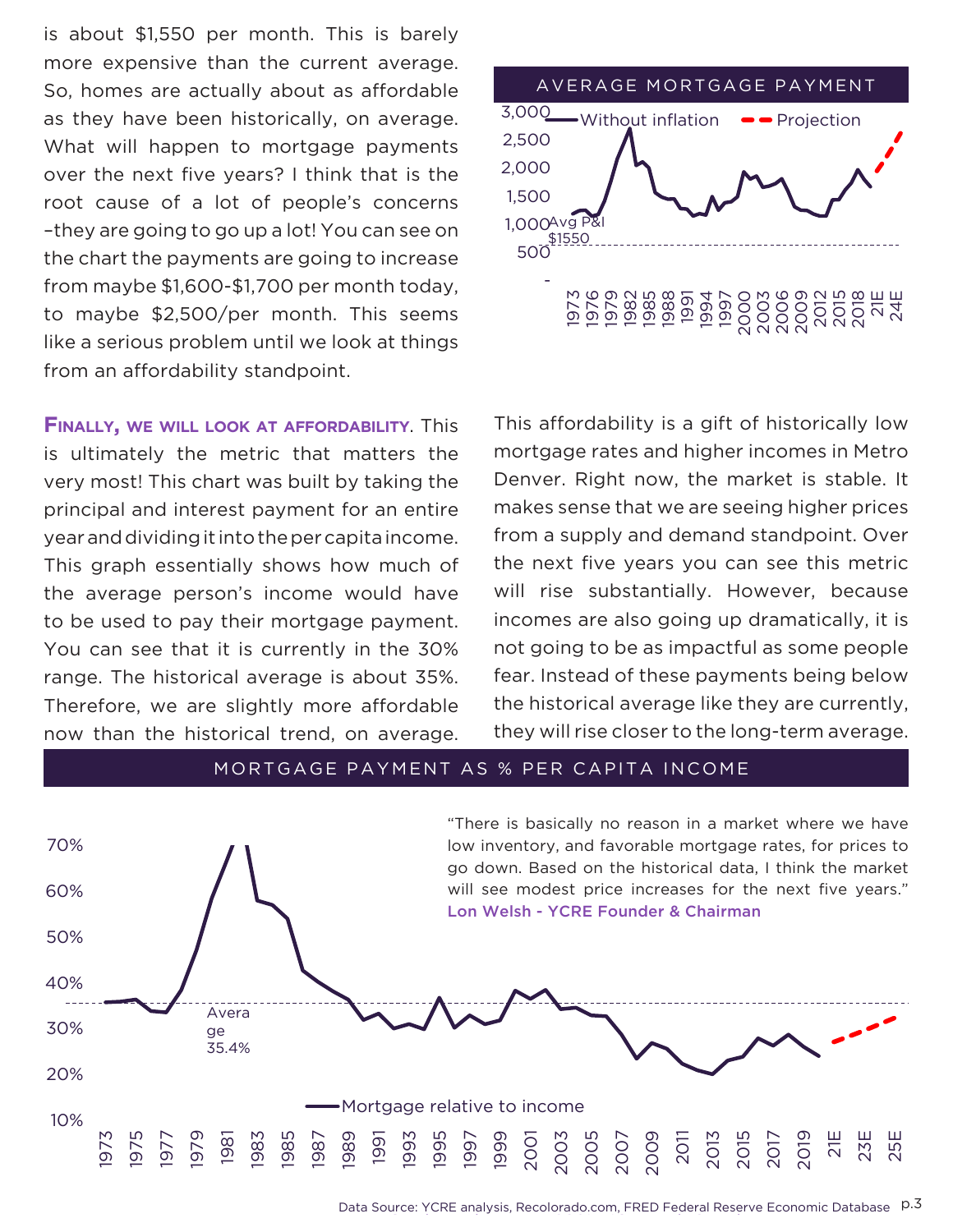is about $1,550 per month. This is barely more expensive than the current average. So, homes are actually about as affordable as they have been historically, on average. What will happen to mortgage payments over the next five years? I think that is the root cause of a lot of people's concerns –they are going to go up a lot! You can see on the chart the payments are going to increase from maybe $1,600-$1,700 per month today, to maybe $2,500/per month. This seems like a serious problem until we look at things from an affordability standpoint.

**AVERAGE MORTGAGE PAYMENT**

3,000 — Without inflation — Projection
2,500
2,000
1,500
1,000 Avg P&I $1550
500
-

1973 1976 1979 1982 1985 1988 1991 1994 1997 2000 2003 2006 2009 2012 2015 2018 21E 24E

**Finally, we will look at affordability**. This is ultimately the metric that matters the very most! This chart was built by taking the principal and interest payment for an entire year and dividing it into the per capita income. This graph essentially shows how much of the average person's income would have to be used to pay their mortgage payment. You can see that it is currently in the 30% range. The historical average is about 35%. Therefore, we are slightly more affordable now than the historical trend, on average.

This affordability is a gift of historically low mortgage rates and higher incomes in Metro Denver. Right now, the market is stable. It makes sense that we are seeing higher prices from a supply and demand standpoint. Over the next five years you can see this metric will rise substantially. However, because incomes are also going up dramatically, it is not going to be as impactful as some people fear. Instead of these payments being below the historical average like they are currently, they will rise closer to the long-term average.

**MORTGAGE PAYMENT AS % PER CAPITA INCOME**

70%
60%
50%
40%
30%
20%
10%

Average 35.4%

— Mortgage relative to income

1973 1975 1977 1979 1981 1983 1985 1987 1989 1991 1993 1995 1997 1999 2001 2003 2005 2007 2009 2011 2013 2015 2017 2019 21E 23E 25E

> "There is basically no reason in a market where we have low inventory, and favorable mortgage rates, for prices to go down. Based on the historical data, I think the market will see modest price increases for the next five years."
> **Lon Welsh - YCRE Founder & Chairman**

Data Source: YCRE analysis, Recolorado.com, FRED Federal Reserve Economic Database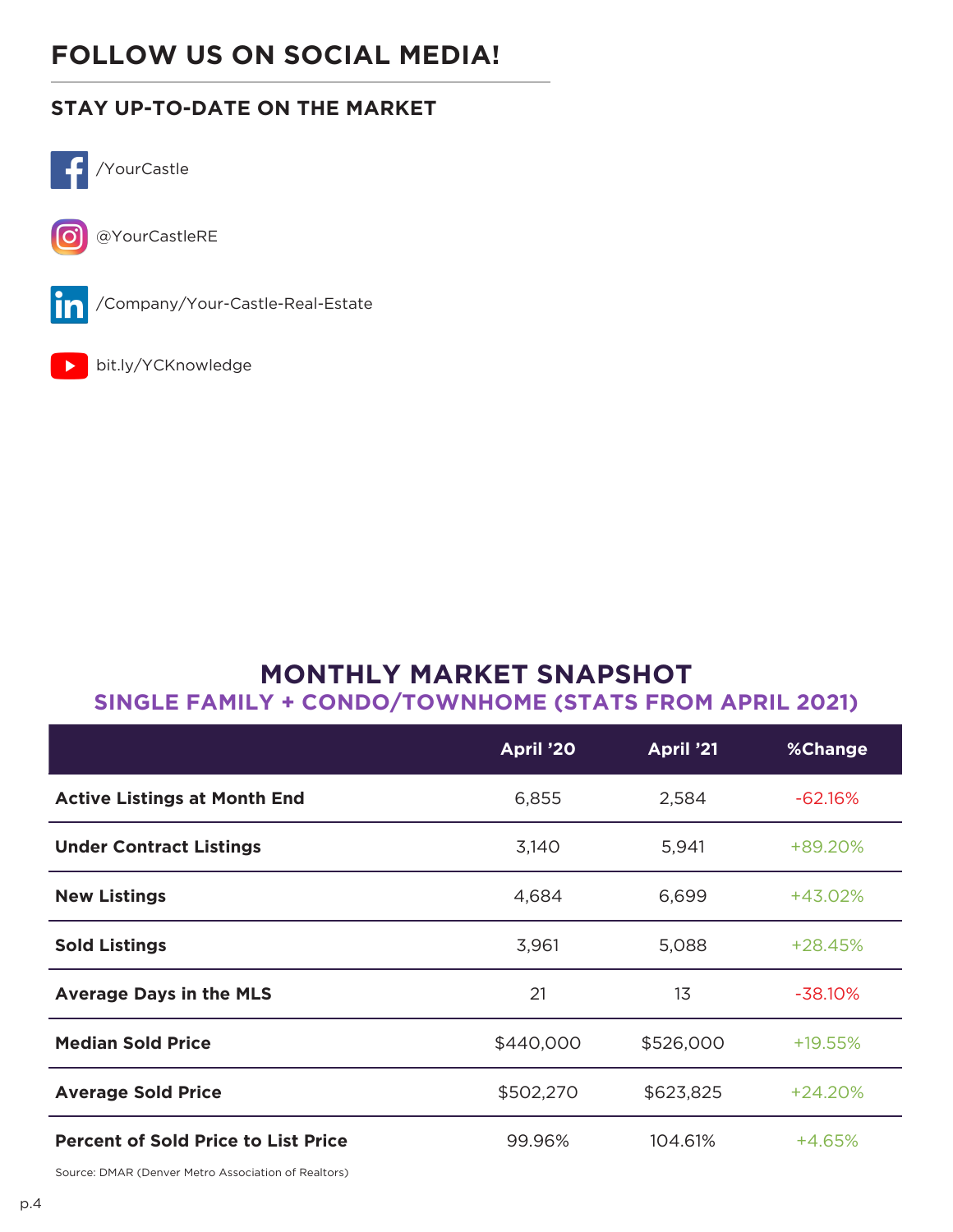# FOLLOW US ON SOCIAL MEDIA!

## STAY UP-TO-DATE ON THE MARKET

/YourCastle

@YourCastleRE

/Company/Your-Castle-Real-Estate

bit.ly/YCKnowledge

## MONTHLY MARKET SNAPSHOT

### SINGLE FAMILY + CONDO/TOWNHOME (STATS FROM APRIL 2021)

| | April '20 | April '21 | %Change |
|---|---|---|---|
| **Active Listings at Month End** | 6,855 | 2,584 | -62.16% |
| **Under Contract Listings** | 3,140 | 5,941 | +89.20% |
| **New Listings** | 4,684 | 6,699 | +43.02% |
| **Sold Listings** | 3,961 | 5,088 | +28.45% |
| **Average Days in the MLS** | 21 | 13 | -38.10% |
| **Median Sold Price** | $440,000 | $526,000 | +19.55% |
| **Average Sold Price** | $502,270 | $623,825 | +24.20% |
| **Percent of Sold Price to List Price** | 99.96% | 104.61% | +4.65% |

Source: DMAR (Denver Metro Association of Realtors)